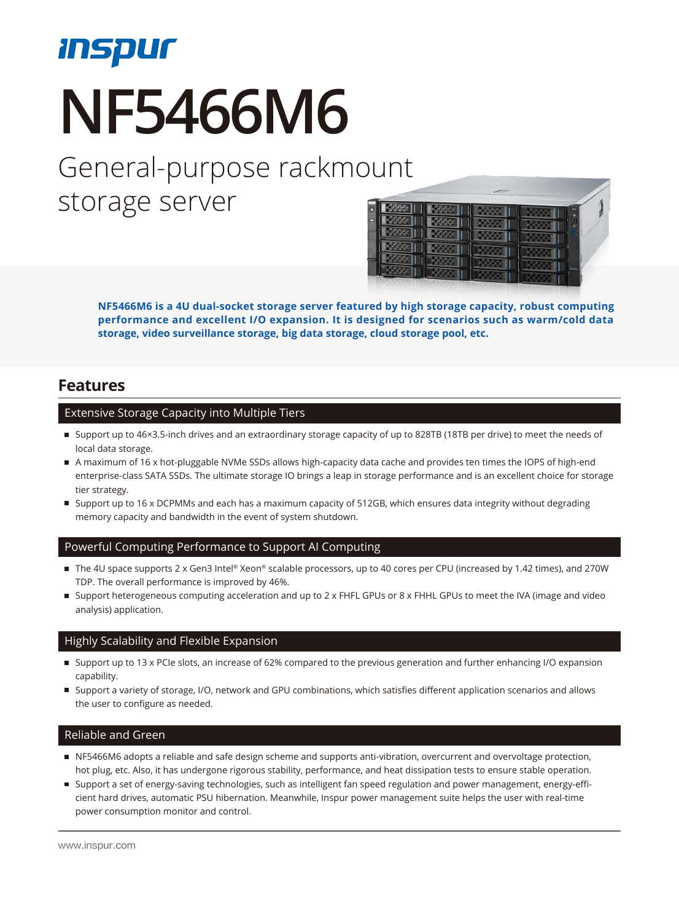inspur

# NF5466M6

General-purpose rackmount storage server

**NF5466M6 is a 4U dual-socket storage server featured by high storage capacity, robust computing performance and excellent I/O expansion. It is designed for scenarios such as warm/cold data storage, video surveillance storage, big data storage, cloud storage pool, etc.**

## Features

### Extensive Storage Capacity into Multiple Tiers

- Support up to 46×3.5-inch drives and an extraordinary storage capacity of up to 828TB (18TB per drive) to meet the needs of local data storage.
- A maximum of 16 x hot-pluggable NVMe SSDs allows high-capacity data cache and provides ten times the IOPS of high-end enterprise-class SATA SSDs. The ultimate storage IO brings a leap in storage performance and is an excellent choice for storage tier strategy.
- Support up to 16 x DCPMMs and each has a maximum capacity of 512GB, which ensures data integrity without degrading memory capacity and bandwidth in the event of system shutdown.

### Powerful Computing Performance to Support AI Computing

- The 4U space supports 2 x Gen3 Intel® Xeon® scalable processors, up to 40 cores per CPU (increased by 1.42 times), and 270W TDP. The overall performance is improved by 46%.
- Support heterogeneous computing acceleration and up to 2 x FHFL GPUs or 8 x FHHL GPUs to meet the IVA (image and video analysis) application.

### Highly Scalability and Flexible Expansion

- Support up to 13 x PCIe slots, an increase of 62% compared to the previous generation and further enhancing I/O expansion capability.
- Support a variety of storage, I/O, network and GPU combinations, which satisfies different application scenarios and allows the user to configure as needed.

### Reliable and Green

- NF5466M6 adopts a reliable and safe design scheme and supports anti-vibration, overcurrent and overvoltage protection, hot plug, etc. Also, it has undergone rigorous stability, performance, and heat dissipation tests to ensure stable operation.
- Support a set of energy-saving technologies, such as intelligent fan speed regulation and power management, energy-efficient hard drives, automatic PSU hibernation. Meanwhile, Inspur power management suite helps the user with real-time power consumption monitor and control.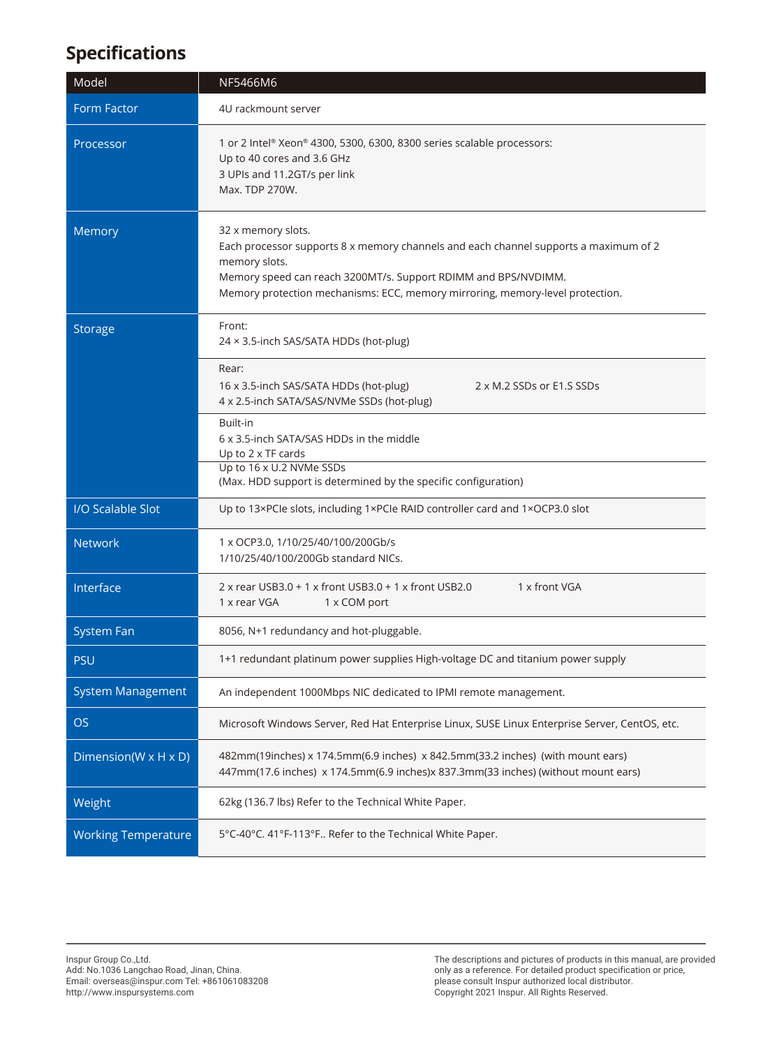## Specifications

| Model | NF5466M6 |
|---|---|
| Form Factor | 4U rackmount server |
| Processor | 1 or 2 Intel® Xeon® 4300, 5300, 6300, 8300 series scalable processors:<br>Up to 40 cores and 3.6 GHz<br>3 UPIs and 11.2GT/s per link<br>Max. TDP 270W. |
| Memory | 32 x memory slots.<br>Each processor supports 8 x memory channels and each channel supports a maximum of 2 memory slots.<br>Memory speed can reach 3200MT/s. Support RDIMM and BPS/NVDIMM.<br>Memory protection mechanisms: ECC, memory mirroring, memory-level protection. |
| Storage | Front:<br>24 × 3.5-inch SAS/SATA HDDs (hot-plug) |
| | Rear:<br>16 x 3.5-inch SAS/SATA HDDs (hot-plug)   2 x M.2 SSDs or E1.S SSDs<br>4 x 2.5-inch SATA/SAS/NVMe SSDs (hot-plug) |
| | Built-in<br>6 x 3.5-inch SATA/SAS HDDs in the middle<br>Up to 2 x TF cards |
| | Up to 16 x U.2 NVMe SSDs<br>(Max. HDD support is determined by the specific configuration) |
| I/O Scalable Slot | Up to 13×PCIe slots, including 1×PCIe RAID controller card and 1×OCP3.0 slot |
| Network | 1 x OCP3.0, 1/10/25/40/100/200Gb/s<br>1/10/25/40/100/200Gb standard NICs. |
| Interface | 2 x rear USB3.0 + 1 x front USB3.0 + 1 x front USB2.0   1 x front VGA<br>1 x rear VGA   1 x COM port |
| System Fan | 8056, N+1 redundancy and hot-pluggable. |
| PSU | 1+1 redundant platinum power supplies High-voltage DC and titanium power supply |
| System Management | An independent 1000Mbps NIC dedicated to IPMI remote management. |
| OS | Microsoft Windows Server, Red Hat Enterprise Linux, SUSE Linux Enterprise Server, CentOS, etc. |
| Dimension(W x H x D) | 482mm(19inches) x 174.5mm(6.9 inches) x 842.5mm(33.2 inches) (with mount ears)<br>447mm(17.6 inches) x 174.5mm(6.9 inches)x 837.3mm(33 inches) (without mount ears) |
| Weight | 62kg (136.7 lbs) Refer to the Technical White Paper. |
| Working Temperature | 5°C-40°C. 41°F-113°F.. Refer to the Technical White Paper. |

Inspur Group Co.,Ltd.
Add: No.1036 Langchao Road, Jinan, China.
Email: overseas@inspur.com Tel: +861061083208
http://www.inspursystems.com

The descriptions and pictures of products in this manual, are provided only as a reference. For detailed product specification or price, please consult Inspur authorized local distributor.
Copyright 2021 Inspur. All Rights Reserved.